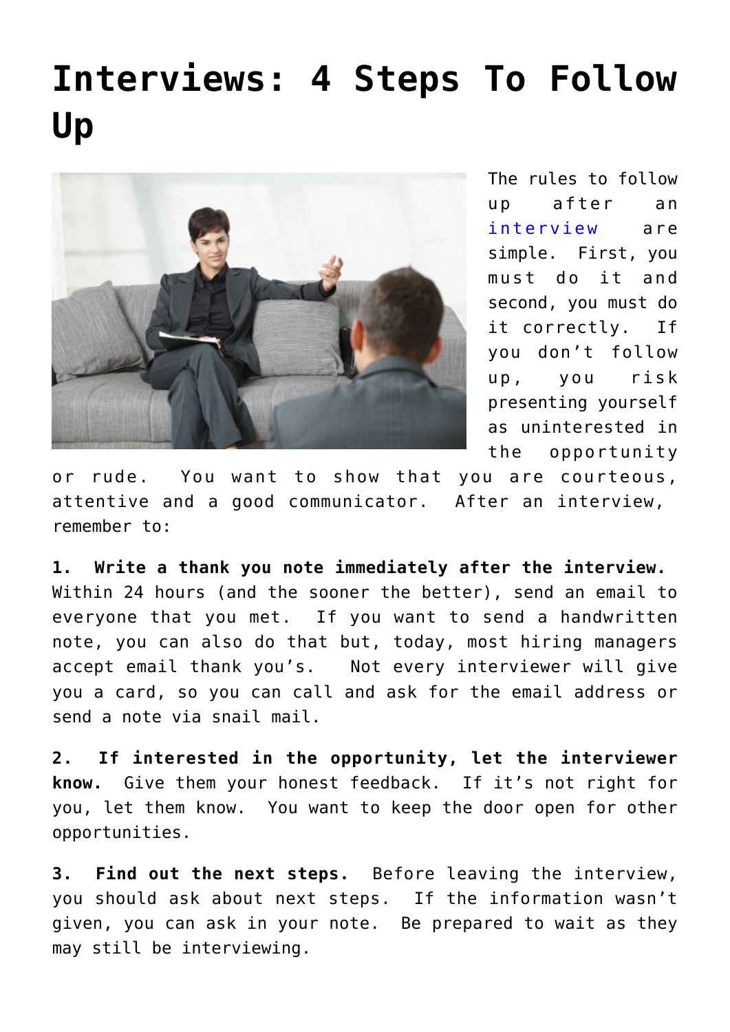# Interviews: 4 Steps To Follow Up

The rules to follow up after an interview are simple. First, you must do it and second, you must do it correctly. If you don't follow up, you risk presenting yourself as uninterested in the opportunity or rude. You want to show that you are courteous, attentive and a good communicator. After an interview, remember to:

**1. Write a thank you note immediately after the interview.** Within 24 hours (and the sooner the better), send an email to everyone that you met. If you want to send a handwritten note, you can also do that but, today, most hiring managers accept email thank you's. Not every interviewer will give you a card, so you can call and ask for the email address or send a note via snail mail.

**2. If interested in the opportunity, let the interviewer know.** Give them your honest feedback. If it's not right for you, let them know. You want to keep the door open for other opportunities.

**3. Find out the next steps.** Before leaving the interview, you should ask about next steps. If the information wasn't given, you can ask in your note. Be prepared to wait as they may still be interviewing.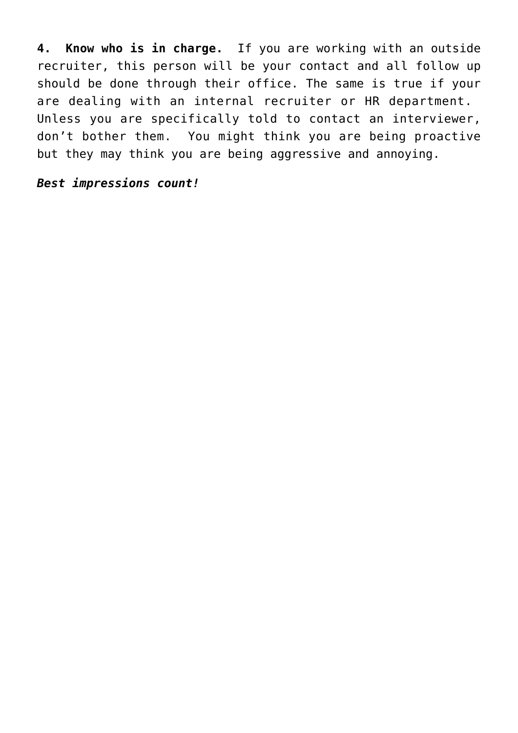**4. Know who is in charge.** If you are working with an outside recruiter, this person will be your contact and all follow up should be done through their office. The same is true if your are dealing with an internal recruiter or HR department. Unless you are specifically told to contact an interviewer, don't bother them. You might think you are being proactive but they may think you are being aggressive and annoying.

***Best impressions count!***